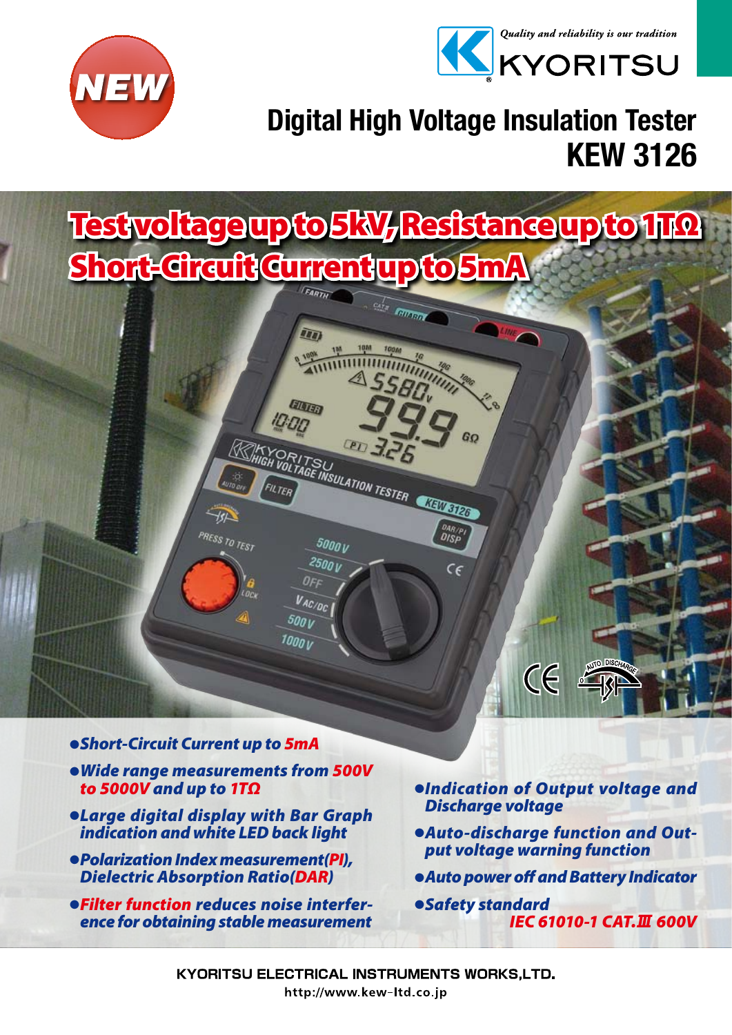NEW

*Quality and reliability is our tradition*

KYORITSU

# Digital High Voltage Insulation Tester
# KEW 3126

## Test voltage up to 5kV, Resistance up to 1TΩ
## Short-Circuit Current up to 5mA

- ***Short-Circuit Current up to 5mA***
- ***Wide range measurements from 500V to 5000V and up to 1TΩ***
- ***Large digital display with Bar Graph indication and white LED back light***
- ***Polarization Index measurement(PI), Dielectric Absorption Ratio(DAR)***
- ***Filter function reduces noise interference for obtaining stable measurement***
- ***Indication of Output voltage and Discharge voltage***
- ***Auto-discharge function and Output voltage warning function***
- ***Auto power off and Battery Indicator***
- ***Safety standard IEC 61010-1 CAT.Ⅲ 600V***

KYORITSU ELECTRICAL INSTRUMENTS WORKS,LTD.

http://www.kew-ltd.co.jp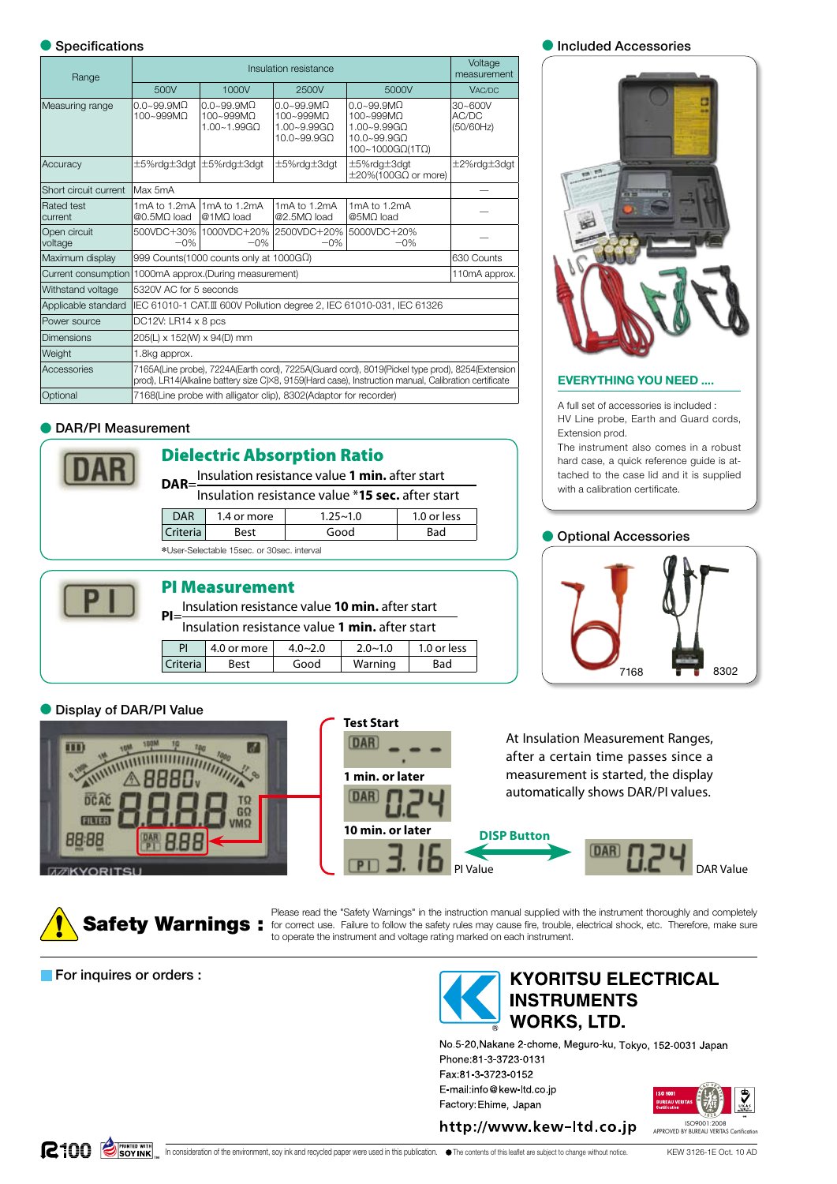## Specifications

| Range | Insulation resistance | | | | Voltage measurement |
|---|---|---|---|---|---|
| | 500V | 1000V | 2500V | 5000V | VAC/DC |
| Measuring range | 0.0~99.9MΩ<br>100~999MΩ | 0.0~99.9MΩ<br>100~999MΩ<br>1.00~1.99GΩ | 0.0~99.9MΩ<br>100~999MΩ<br>1.00~9.99GΩ<br>10.0~99.9GΩ | 0.0~99.9MΩ<br>100~999MΩ<br>1.00~9.99GΩ<br>10.0~99.9GΩ<br>100~1000GΩ(1TΩ) | 30~600V<br>AC/DC<br>(50/60Hz) |
| Accuracy | ±5%rdg±3dgt | ±5%rdg±3dgt | ±5%rdg±3dgt | ±5%rdg±3dgt<br>±20%(100GΩ or more) | ±2%rdg±3dgt |
| Short circuit current | Max 5mA | | | | — |
| Rated test current | 1mA to 1.2mA @0.5MΩ load | 1mA to 1.2mA @1MΩ load | 1mA to 1.2mA @2.5MΩ load | 1mA to 1.2mA @5MΩ load | — |
| Open circuit voltage | 500VDC+30% −0% | 1000VDC+20% −0% | 2500VDC+20% −0% | 5000VDC+20% −0% | — |
| Maximum display | 999 Counts(1000 counts only at 1000GΩ) | | | | 630 Counts |
| Current consumption | 1000mA approx.(During measurement) | | | | 110mA approx. |
| Withstand voltage | 5320V AC for 5 seconds | | | | |
| Applicable standard | IEC 61010-1 CAT.Ⅲ 600V Pollution degree 2, IEC 61010-031, IEC 61326 | | | | |
| Power source | DC12V: LR14 x 8 pcs | | | | |
| Dimensions | 205(L) x 152(W) x 94(D) mm | | | | |
| Weight | 1.8kg approx. | | | | |
| Accessories | 7165A(Line probe), 7224A(Earth cord), 7225A(Guard cord), 8019(Pickel type prod), 8254(Extension prod), LR14(Alkaline battery size C)x8, 9159(Hard case), Instruction manual, Calibration certificate | | | | |
| Optional | 7168(Line probe with alligator clip), 8302(Adaptor for recorder) | | | | |

## Included Accessories

**EVERYTHING YOU NEED ....**

A full set of accessories is included : HV Line probe, Earth and Guard cords, Extension prod.
The instrument also comes in a robust hard case, a quick reference guide is attached to the case lid and it is supplied with a calibration certificate.

## Optional Accessories

7168

8302

## DAR/PI Measurement

### Dielectric Absorption Ratio

$$DAR = \frac{\text{Insulation resistance value } \mathbf{1\ min.} \text{ after start}}{\text{Insulation resistance value } ^{*}\mathbf{15\ sec.} \text{ after start}}$$

| DAR | 1.4 or more | 1.25~1.0 | 1.0 or less |
|---|---|---|---|
| Criteria | Best | Good | Bad |

*User-Selectable 15sec. or 30sec. interval

### PI Measurement

$$PI = \frac{\text{Insulation resistance value } \mathbf{10\ min.} \text{ after start}}{\text{Insulation resistance value } \mathbf{1\ min.} \text{ after start}}$$

| PI | 4.0 or more | 4.0~2.0 | 2.0~1.0 | 1.0 or less |
|---|---|---|---|---|
| Criteria | Best | Good | Warning | Bad |

## Display of DAR/PI Value

Test Start

1 min. or later

10 min. or later

PI Value

DISP Button

DAR Value

At Insulation Measurement Ranges, after a certain time passes since a measurement is started, the display automatically shows DAR/PI values.

**Safety Warnings :** Please read the "Safety Warnings" in the instruction manual supplied with the instrument thoroughly and completely for correct use. Failure to follow the safety rules may cause fire, trouble, electrical shock, etc. Therefore, make sure to operate the instrument and voltage rating marked on each instrument.

For inquires or orders :

**KYORITSU ELECTRICAL INSTRUMENTS WORKS, LTD.**

No.5-20,Nakane 2-chome, Meguro-ku, Tokyo, 152-0031 Japan
Phone:81-3-3723-0131
Fax:81-3-3723-0152
E-mail:info@kew-ltd.co.jp
Factory:Ehime, Japan

http://www.kew-ltd.co.jp

ISO9001:2008
APPROVED BY BUREAU VERITAS Certification

In consideration of the environment, soy ink and recycled paper were used in this publication. ● The contents of this leaflet are subject to change without notice.

KEW 3126-1E Oct. 10 AD